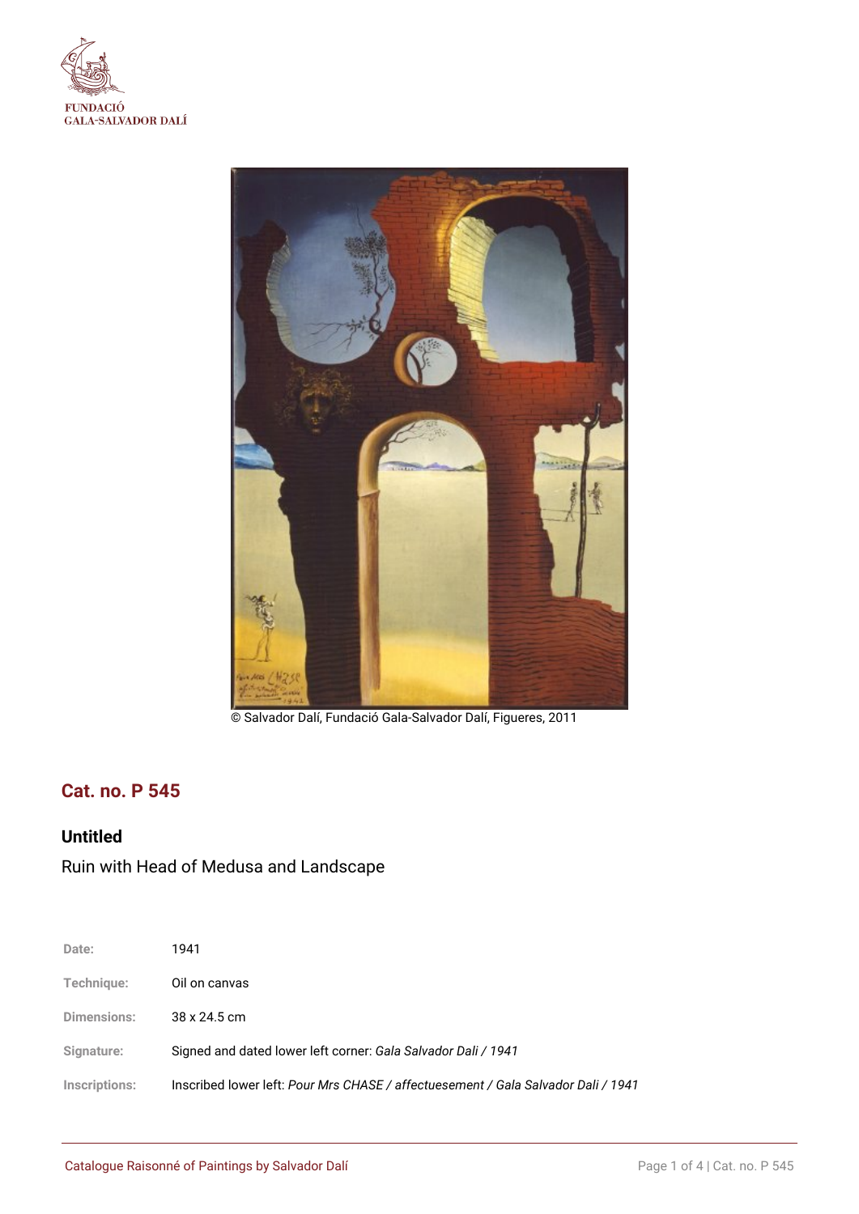FUNDACIÓ
GALA-SALVADOR DALÍ

© Salvador Dalí, Fundació Gala-Salvador Dalí, Figueres, 2011

## Cat. no. P 545

### Untitled

Ruin with Head of Medusa and Landscape

| | |
|---|---|
| Date: | 1941 |
| Technique: | Oil on canvas |
| Dimensions: | 38 x 24.5 cm |
| Signature: | Signed and dated lower left corner: *Gala Salvador Dali / 1941* |
| Inscriptions: | Inscribed lower left: *Pour Mrs CHASE / affectuesement / Gala Salvador Dali / 1941* |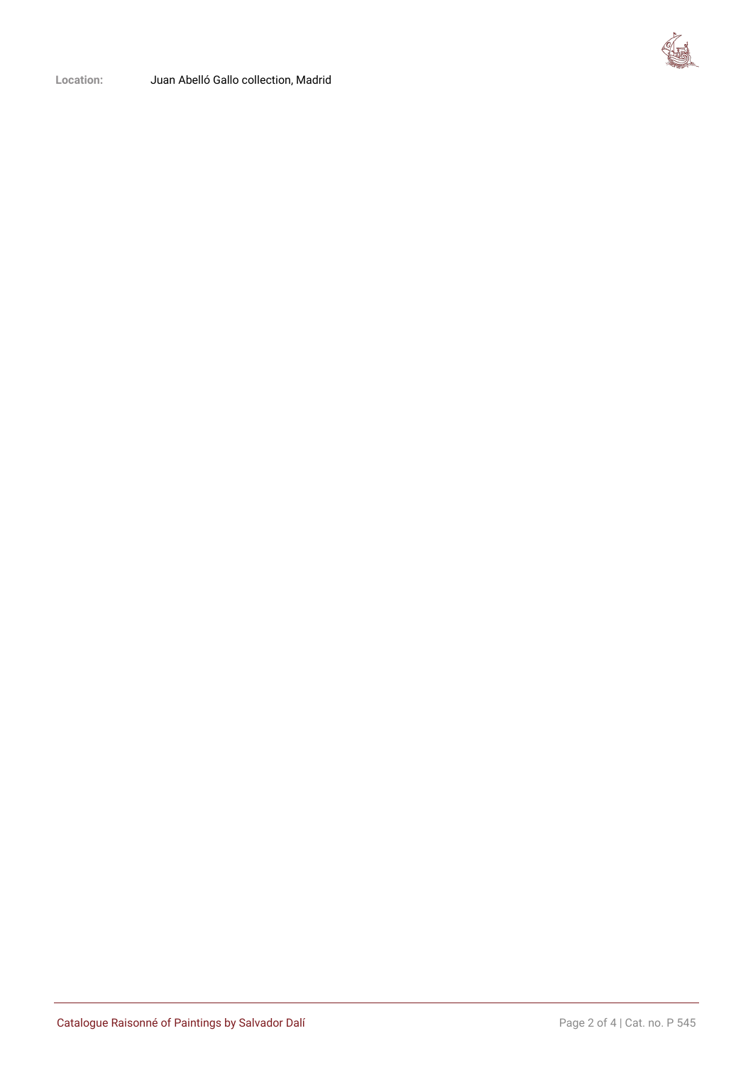**Location:** Juan Abelló Gallo collection, Madrid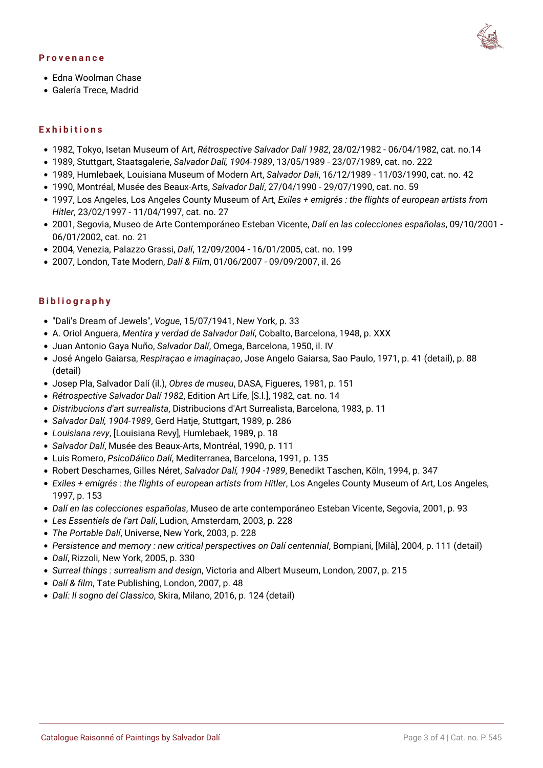## Provenance

- Edna Woolman Chase
- Galería Trece, Madrid

## Exhibitions

- 1982, Tokyo, Isetan Museum of Art, *Rétrospective Salvador Dalí 1982*, 28/02/1982 - 06/04/1982, cat. no.14
- 1989, Stuttgart, Staatsgalerie, *Salvador Dalí, 1904-1989*, 13/05/1989 - 23/07/1989, cat. no. 222
- 1989, Humlebaek, Louisiana Museum of Modern Art, *Salvador Dali*, 16/12/1989 - 11/03/1990, cat. no. 42
- 1990, Montréal, Musée des Beaux-Arts, *Salvador Dalí*, 27/04/1990 - 29/07/1990, cat. no. 59
- 1997, Los Angeles, Los Angeles County Museum of Art, *Exiles + emigrés : the flights of european artists from Hitler*, 23/02/1997 - 11/04/1997, cat. no. 27
- 2001, Segovia, Museo de Arte Contemporáneo Esteban Vicente, *Dalí en las colecciones españolas*, 09/10/2001 - 06/01/2002, cat. no. 21
- 2004, Venezia, Palazzo Grassi, *Dalí*, 12/09/2004 - 16/01/2005, cat. no. 199
- 2007, London, Tate Modern, *Dalí & Film*, 01/06/2007 - 09/09/2007, il. 26

## Bibliography

- "Dali's Dream of Jewels", *Vogue*, 15/07/1941, New York, p. 33
- A. Oriol Anguera, *Mentira y verdad de Salvador Dalí*, Cobalto, Barcelona, 1948, p. XXX
- Juan Antonio Gaya Nuño, *Salvador Dalí*, Omega, Barcelona, 1950, il. IV
- José Angelo Gaiarsa, *Respiraçao e imaginaçao*, Jose Angelo Gaiarsa, Sao Paulo, 1971, p. 41 (detail), p. 88 (detail)
- Josep Pla, Salvador Dalí (il.), *Obres de museu*, DASA, Figueres, 1981, p. 151
- *Rétrospective Salvador Dalí 1982*, Edition Art Life, [S.l.], 1982, cat. no. 14
- *Distribucions d'art surrealista*, Distribucions d'Art Surrealista, Barcelona, 1983, p. 11
- *Salvador Dalí, 1904-1989*, Gerd Hatje, Stuttgart, 1989, p. 286
- *Louisiana revy*, [Louisiana Revy], Humlebaek, 1989, p. 18
- *Salvador Dalí*, Musée des Beaux-Arts, Montréal, 1990, p. 111
- Luis Romero, *PsicoDálico Dalí*, Mediterranea, Barcelona, 1991, p. 135
- Robert Descharnes, Gilles Néret, *Salvador Dalí, 1904 -1989*, Benedikt Taschen, Köln, 1994, p. 347
- *Exiles + emigrés : the flights of european artists from Hitler*, Los Angeles County Museum of Art, Los Angeles, 1997, p. 153
- *Dalí en las colecciones españolas*, Museo de arte contemporáneo Esteban Vicente, Segovia, 2001, p. 93
- *Les Essentiels de l'art Dalí*, Ludion, Amsterdam, 2003, p. 228
- *The Portable Dalí*, Universe, New York, 2003, p. 228
- *Persistence and memory : new critical perspectives on Dalí centennial*, Bompiani, [Milà], 2004, p. 111 (detail)
- *Dalí*, Rizzoli, New York, 2005, p. 330
- *Surreal things : surrealism and design*, Victoria and Albert Museum, London, 2007, p. 215
- *Dalí & film*, Tate Publishing, London, 2007, p. 48
- *Dalí: Il sogno del Classico*, Skira, Milano, 2016, p. 124 (detail)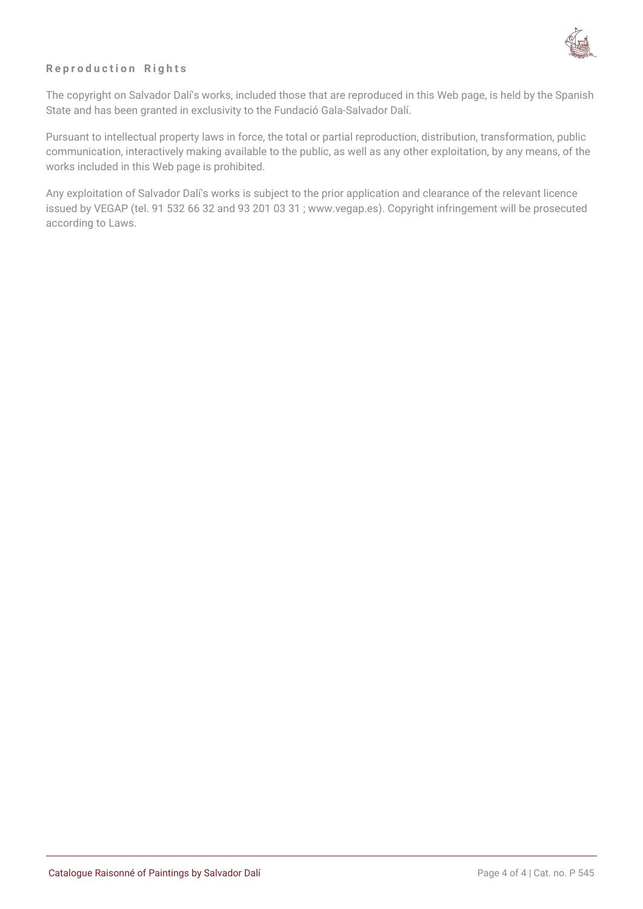## Reproduction Rights

The copyright on Salvador Dalí's works, included those that are reproduced in this Web page, is held by the Spanish State and has been granted in exclusivity to the Fundació Gala-Salvador Dalí.

Pursuant to intellectual property laws in force, the total or partial reproduction, distribution, transformation, public communication, interactively making available to the public, as well as any other exploitation, by any means, of the works included in this Web page is prohibited.

Any exploitation of Salvador Dalí's works is subject to the prior application and clearance of the relevant licence issued by VEGAP (tel. 91 532 66 32 and 93 201 03 31 ; www.vegap.es). Copyright infringement will be prosecuted according to Laws.